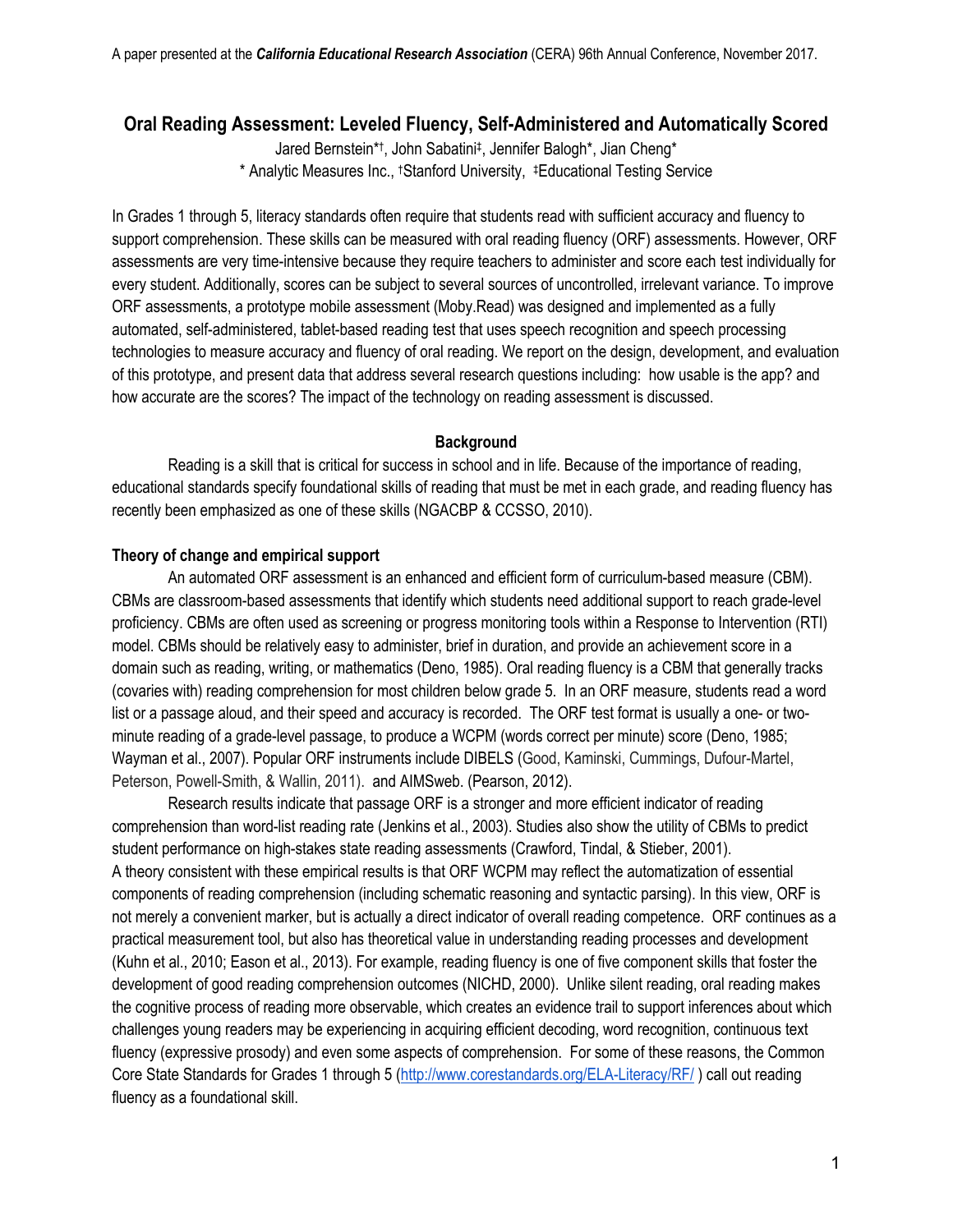A paper presented at the ***California Educational Research Association*** (CERA) 96th Annual Conference, November 2017.

# Oral Reading Assessment: Leveled Fluency, Self-Administered and Automatically Scored

Jared Bernstein*[†], John Sabatini[‡], Jennifer Balogh*, Jian Cheng*
* Analytic Measures Inc., [†]Stanford University, [‡]Educational Testing Service

In Grades 1 through 5, literacy standards often require that students read with sufficient accuracy and fluency to support comprehension. These skills can be measured with oral reading fluency (ORF) assessments. However, ORF assessments are very time-intensive because they require teachers to administer and score each test individually for every student. Additionally, scores can be subject to several sources of uncontrolled, irrelevant variance. To improve ORF assessments, a prototype mobile assessment (Moby.Read) was designed and implemented as a fully automated, self-administered, tablet-based reading test that uses speech recognition and speech processing technologies to measure accuracy and fluency of oral reading. We report on the design, development, and evaluation of this prototype, and present data that address several research questions including: how usable is the app? and how accurate are the scores? The impact of the technology on reading assessment is discussed.

## Background

Reading is a skill that is critical for success in school and in life. Because of the importance of reading, educational standards specify foundational skills of reading that must be met in each grade, and reading fluency has recently been emphasized as one of these skills (NGACBP & CCSSO, 2010).

### Theory of change and empirical support

An automated ORF assessment is an enhanced and efficient form of curriculum-based measure (CBM). CBMs are classroom-based assessments that identify which students need additional support to reach grade-level proficiency. CBMs are often used as screening or progress monitoring tools within a Response to Intervention (RTI) model. CBMs should be relatively easy to administer, brief in duration, and provide an achievement score in a domain such as reading, writing, or mathematics (Deno, 1985). Oral reading fluency is a CBM that generally tracks (covaries with) reading comprehension for most children below grade 5. In an ORF measure, students read a word list or a passage aloud, and their speed and accuracy is recorded. The ORF test format is usually a one- or two-minute reading of a grade-level passage, to produce a WCPM (words correct per minute) score (Deno, 1985; Wayman et al., 2007). Popular ORF instruments include DIBELS (Good, Kaminski, Cummings, Dufour-Martel, Peterson, Powell-Smith, & Wallin, 2011). and AIMSweb. (Pearson, 2012).

Research results indicate that passage ORF is a stronger and more efficient indicator of reading comprehension than word-list reading rate (Jenkins et al., 2003). Studies also show the utility of CBMs to predict student performance on high-stakes state reading assessments (Crawford, Tindal, & Stieber, 2001). A theory consistent with these empirical results is that ORF WCPM may reflect the automatization of essential components of reading comprehension (including schematic reasoning and syntactic parsing). In this view, ORF is not merely a convenient marker, but is actually a direct indicator of overall reading competence. ORF continues as a practical measurement tool, but also has theoretical value in understanding reading processes and development (Kuhn et al., 2010; Eason et al., 2013). For example, reading fluency is one of five component skills that foster the development of good reading comprehension outcomes (NICHD, 2000). Unlike silent reading, oral reading makes the cognitive process of reading more observable, which creates an evidence trail to support inferences about which challenges young readers may be experiencing in acquiring efficient decoding, word recognition, continuous text fluency (expressive prosody) and even some aspects of comprehension. For some of these reasons, the Common Core State Standards for Grades 1 through 5 (http://www.corestandards.org/ELA-Literacy/RF/ ) call out reading fluency as a foundational skill.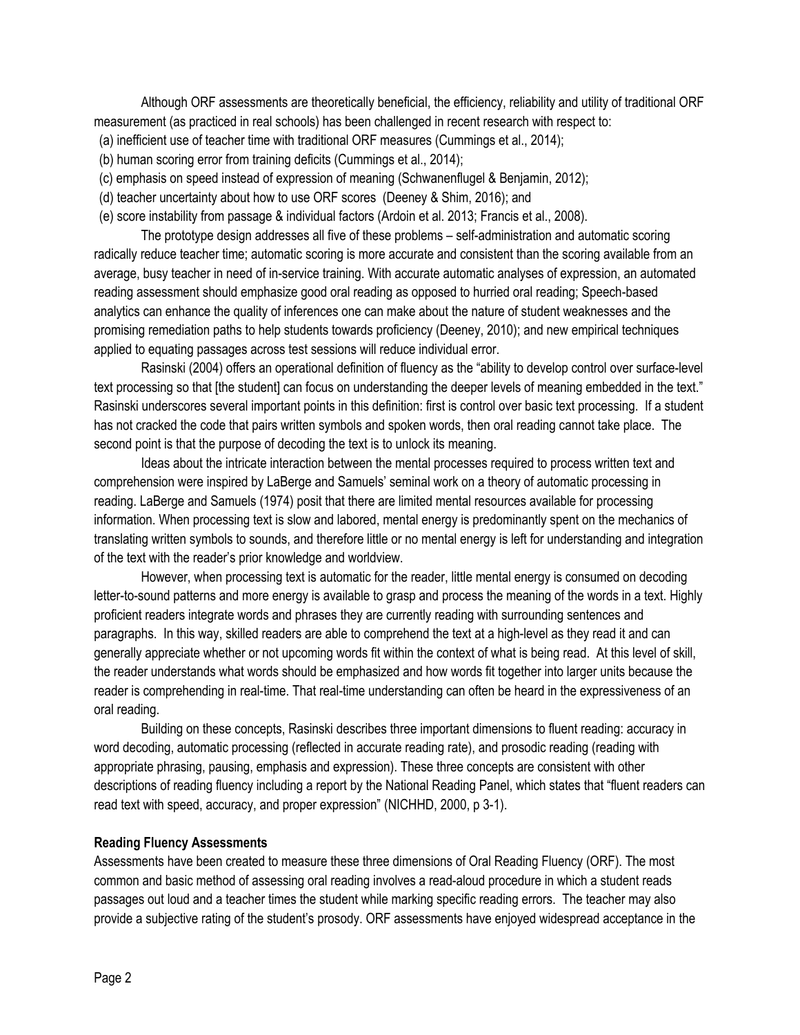Although ORF assessments are theoretically beneficial, the efficiency, reliability and utility of traditional ORF measurement (as practiced in real schools) has been challenged in recent research with respect to:

(a) inefficient use of teacher time with traditional ORF measures (Cummings et al., 2014);
(b) human scoring error from training deficits (Cummings et al., 2014);
(c) emphasis on speed instead of expression of meaning (Schwanenflugel & Benjamin, 2012);
(d) teacher uncertainty about how to use ORF scores (Deeney & Shim, 2016); and
(e) score instability from passage & individual factors (Ardoin et al. 2013; Francis et al., 2008).

The prototype design addresses all five of these problems – self-administration and automatic scoring radically reduce teacher time; automatic scoring is more accurate and consistent than the scoring available from an average, busy teacher in need of in-service training. With accurate automatic analyses of expression, an automated reading assessment should emphasize good oral reading as opposed to hurried oral reading; Speech-based analytics can enhance the quality of inferences one can make about the nature of student weaknesses and the promising remediation paths to help students towards proficiency (Deeney, 2010); and new empirical techniques applied to equating passages across test sessions will reduce individual error.

Rasinski (2004) offers an operational definition of fluency as the "ability to develop control over surface-level text processing so that [the student] can focus on understanding the deeper levels of meaning embedded in the text." Rasinski underscores several important points in this definition: first is control over basic text processing. If a student has not cracked the code that pairs written symbols and spoken words, then oral reading cannot take place. The second point is that the purpose of decoding the text is to unlock its meaning.

Ideas about the intricate interaction between the mental processes required to process written text and comprehension were inspired by LaBerge and Samuels' seminal work on a theory of automatic processing in reading. LaBerge and Samuels (1974) posit that there are limited mental resources available for processing information. When processing text is slow and labored, mental energy is predominantly spent on the mechanics of translating written symbols to sounds, and therefore little or no mental energy is left for understanding and integration of the text with the reader's prior knowledge and worldview.

However, when processing text is automatic for the reader, little mental energy is consumed on decoding letter-to-sound patterns and more energy is available to grasp and process the meaning of the words in a text. Highly proficient readers integrate words and phrases they are currently reading with surrounding sentences and paragraphs. In this way, skilled readers are able to comprehend the text at a high-level as they read it and can generally appreciate whether or not upcoming words fit within the context of what is being read. At this level of skill, the reader understands what words should be emphasized and how words fit together into larger units because the reader is comprehending in real-time. That real-time understanding can often be heard in the expressiveness of an oral reading.

Building on these concepts, Rasinski describes three important dimensions to fluent reading: accuracy in word decoding, automatic processing (reflected in accurate reading rate), and prosodic reading (reading with appropriate phrasing, pausing, emphasis and expression). These three concepts are consistent with other descriptions of reading fluency including a report by the National Reading Panel, which states that "fluent readers can read text with speed, accuracy, and proper expression" (NICHHD, 2000, p 3-1).

**Reading Fluency Assessments**

Assessments have been created to measure these three dimensions of Oral Reading Fluency (ORF). The most common and basic method of assessing oral reading involves a read-aloud procedure in which a student reads passages out loud and a teacher times the student while marking specific reading errors. The teacher may also provide a subjective rating of the student's prosody. ORF assessments have enjoyed widespread acceptance in the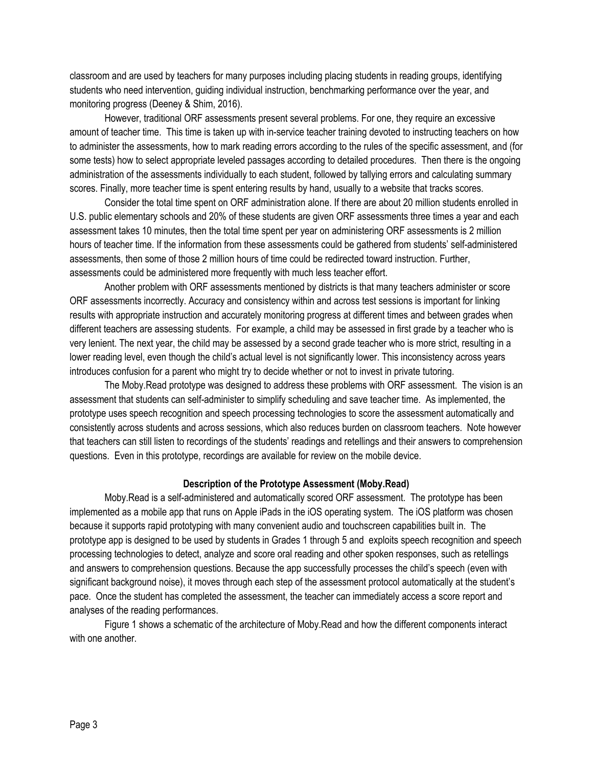classroom and are used by teachers for many purposes including placing students in reading groups, identifying students who need intervention, guiding individual instruction, benchmarking performance over the year, and monitoring progress (Deeney & Shim, 2016).

However, traditional ORF assessments present several problems. For one, they require an excessive amount of teacher time. This time is taken up with in-service teacher training devoted to instructing teachers on how to administer the assessments, how to mark reading errors according to the rules of the specific assessment, and (for some tests) how to select appropriate leveled passages according to detailed procedures. Then there is the ongoing administration of the assessments individually to each student, followed by tallying errors and calculating summary scores. Finally, more teacher time is spent entering results by hand, usually to a website that tracks scores.

Consider the total time spent on ORF administration alone. If there are about 20 million students enrolled in U.S. public elementary schools and 20% of these students are given ORF assessments three times a year and each assessment takes 10 minutes, then the total time spent per year on administering ORF assessments is 2 million hours of teacher time. If the information from these assessments could be gathered from students' self-administered assessments, then some of those 2 million hours of time could be redirected toward instruction. Further, assessments could be administered more frequently with much less teacher effort.

Another problem with ORF assessments mentioned by districts is that many teachers administer or score ORF assessments incorrectly. Accuracy and consistency within and across test sessions is important for linking results with appropriate instruction and accurately monitoring progress at different times and between grades when different teachers are assessing students. For example, a child may be assessed in first grade by a teacher who is very lenient. The next year, the child may be assessed by a second grade teacher who is more strict, resulting in a lower reading level, even though the child's actual level is not significantly lower. This inconsistency across years introduces confusion for a parent who might try to decide whether or not to invest in private tutoring.

The Moby.Read prototype was designed to address these problems with ORF assessment. The vision is an assessment that students can self-administer to simplify scheduling and save teacher time. As implemented, the prototype uses speech recognition and speech processing technologies to score the assessment automatically and consistently across students and across sessions, which also reduces burden on classroom teachers. Note however that teachers can still listen to recordings of the students' readings and retellings and their answers to comprehension questions. Even in this prototype, recordings are available for review on the mobile device.

### Description of the Prototype Assessment (Moby.Read)

Moby.Read is a self-administered and automatically scored ORF assessment. The prototype has been implemented as a mobile app that runs on Apple iPads in the iOS operating system. The iOS platform was chosen because it supports rapid prototyping with many convenient audio and touchscreen capabilities built in. The prototype app is designed to be used by students in Grades 1 through 5 and exploits speech recognition and speech processing technologies to detect, analyze and score oral reading and other spoken responses, such as retellings and answers to comprehension questions. Because the app successfully processes the child's speech (even with significant background noise), it moves through each step of the assessment protocol automatically at the student's pace. Once the student has completed the assessment, the teacher can immediately access a score report and analyses of the reading performances.

Figure 1 shows a schematic of the architecture of Moby.Read and how the different components interact with one another.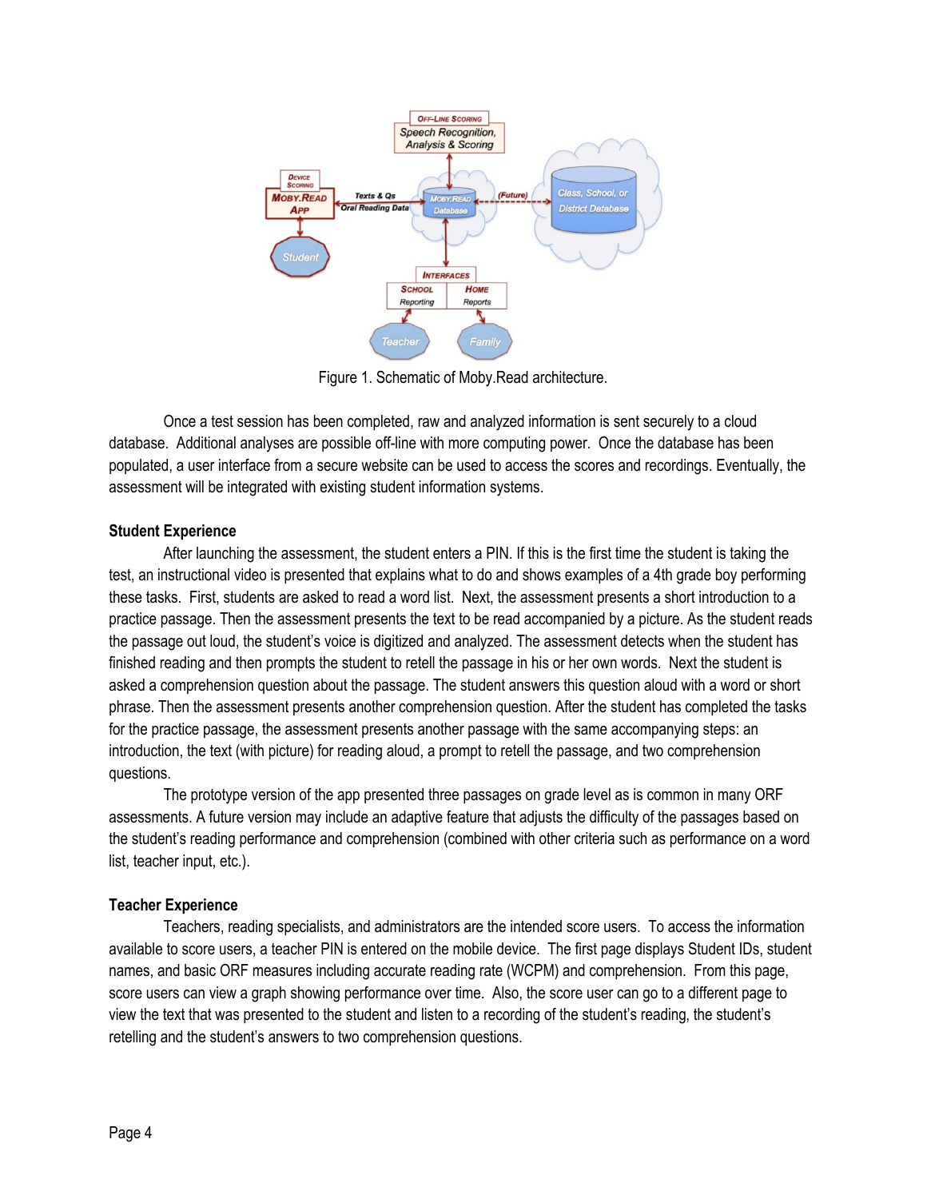Figure 1. Schematic of Moby.Read architecture.

Once a test session has been completed, raw and analyzed information is sent securely to a cloud database. Additional analyses are possible off-line with more computing power. Once the database has been populated, a user interface from a secure website can be used to access the scores and recordings. Eventually, the assessment will be integrated with existing student information systems.

**Student Experience**

After launching the assessment, the student enters a PIN. If this is the first time the student is taking the test, an instructional video is presented that explains what to do and shows examples of a 4th grade boy performing these tasks. First, students are asked to read a word list. Next, the assessment presents a short introduction to a practice passage. Then the assessment presents the text to be read accompanied by a picture. As the student reads the passage out loud, the student's voice is digitized and analyzed. The assessment detects when the student has finished reading and then prompts the student to retell the passage in his or her own words. Next the student is asked a comprehension question about the passage. The student answers this question aloud with a word or short phrase. Then the assessment presents another comprehension question. After the student has completed the tasks for the practice passage, the assessment presents another passage with the same accompanying steps: an introduction, the text (with picture) for reading aloud, a prompt to retell the passage, and two comprehension questions.

The prototype version of the app presented three passages on grade level as is common in many ORF assessments. A future version may include an adaptive feature that adjusts the difficulty of the passages based on the student's reading performance and comprehension (combined with other criteria such as performance on a word list, teacher input, etc.).

**Teacher Experience**

Teachers, reading specialists, and administrators are the intended score users. To access the information available to score users, a teacher PIN is entered on the mobile device. The first page displays Student IDs, student names, and basic ORF measures including accurate reading rate (WCPM) and comprehension. From this page, score users can view a graph showing performance over time. Also, the score user can go to a different page to view the text that was presented to the student and listen to a recording of the student's reading, the student's retelling and the student's answers to two comprehension questions.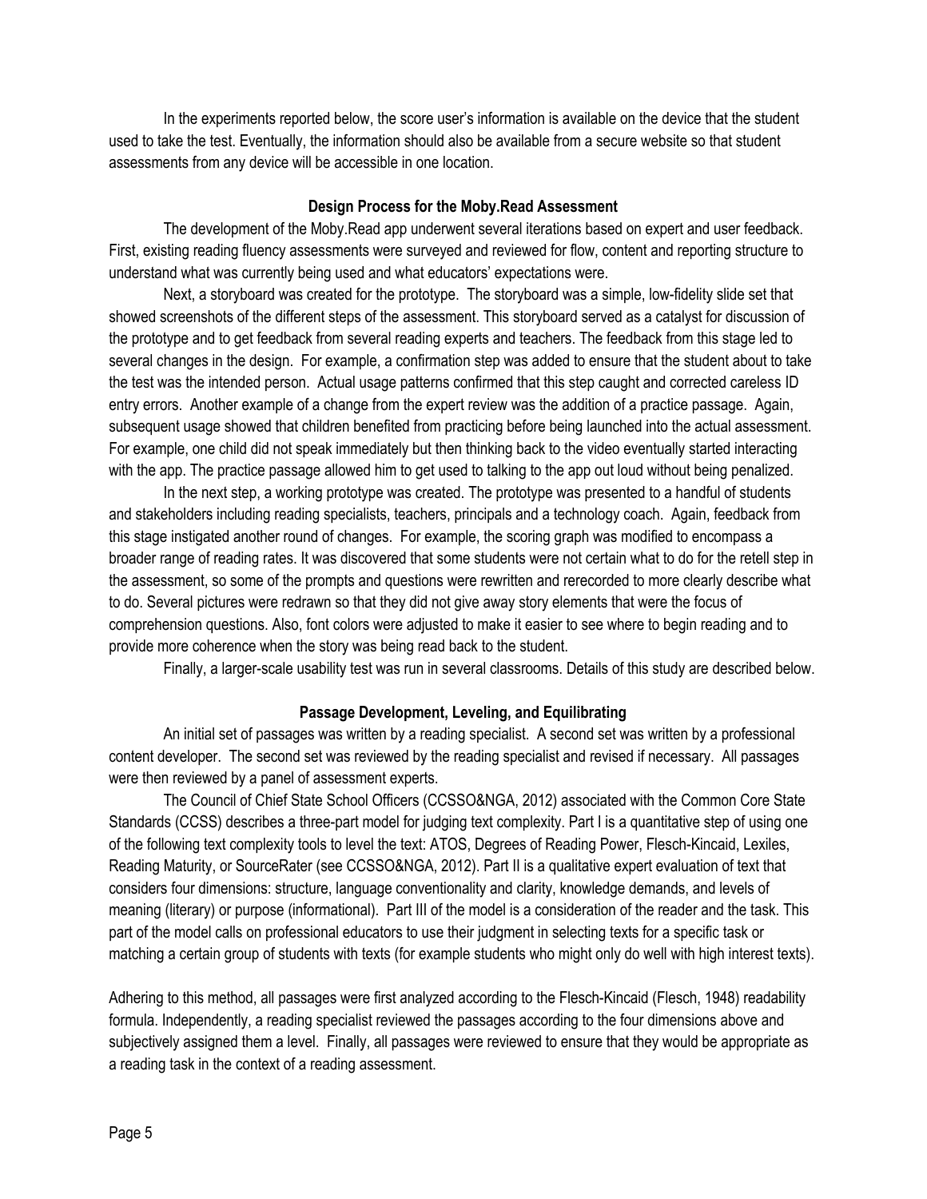In the experiments reported below, the score user's information is available on the device that the student used to take the test. Eventually, the information should also be available from a secure website so that student assessments from any device will be accessible in one location.

## Design Process for the Moby.Read Assessment

The development of the Moby.Read app underwent several iterations based on expert and user feedback. First, existing reading fluency assessments were surveyed and reviewed for flow, content and reporting structure to understand what was currently being used and what educators' expectations were.

Next, a storyboard was created for the prototype. The storyboard was a simple, low-fidelity slide set that showed screenshots of the different steps of the assessment. This storyboard served as a catalyst for discussion of the prototype and to get feedback from several reading experts and teachers. The feedback from this stage led to several changes in the design. For example, a confirmation step was added to ensure that the student about to take the test was the intended person. Actual usage patterns confirmed that this step caught and corrected careless ID entry errors. Another example of a change from the expert review was the addition of a practice passage. Again, subsequent usage showed that children benefited from practicing before being launched into the actual assessment. For example, one child did not speak immediately but then thinking back to the video eventually started interacting with the app. The practice passage allowed him to get used to talking to the app out loud without being penalized.

In the next step, a working prototype was created. The prototype was presented to a handful of students and stakeholders including reading specialists, teachers, principals and a technology coach. Again, feedback from this stage instigated another round of changes. For example, the scoring graph was modified to encompass a broader range of reading rates. It was discovered that some students were not certain what to do for the retell step in the assessment, so some of the prompts and questions were rewritten and rerecorded to more clearly describe what to do. Several pictures were redrawn so that they did not give away story elements that were the focus of comprehension questions. Also, font colors were adjusted to make it easier to see where to begin reading and to provide more coherence when the story was being read back to the student.

Finally, a larger-scale usability test was run in several classrooms. Details of this study are described below.

## Passage Development, Leveling, and Equilibrating

An initial set of passages was written by a reading specialist. A second set was written by a professional content developer. The second set was reviewed by the reading specialist and revised if necessary. All passages were then reviewed by a panel of assessment experts.

The Council of Chief State School Officers (CCSSO&NGA, 2012) associated with the Common Core State Standards (CCSS) describes a three-part model for judging text complexity. Part I is a quantitative step of using one of the following text complexity tools to level the text: ATOS, Degrees of Reading Power, Flesch-Kincaid, Lexiles, Reading Maturity, or SourceRater (see CCSSO&NGA, 2012). Part II is a qualitative expert evaluation of text that considers four dimensions: structure, language conventionality and clarity, knowledge demands, and levels of meaning (literary) or purpose (informational). Part III of the model is a consideration of the reader and the task. This part of the model calls on professional educators to use their judgment in selecting texts for a specific task or matching a certain group of students with texts (for example students who might only do well with high interest texts).

Adhering to this method, all passages were first analyzed according to the Flesch-Kincaid (Flesch, 1948) readability formula. Independently, a reading specialist reviewed the passages according to the four dimensions above and subjectively assigned them a level. Finally, all passages were reviewed to ensure that they would be appropriate as a reading task in the context of a reading assessment.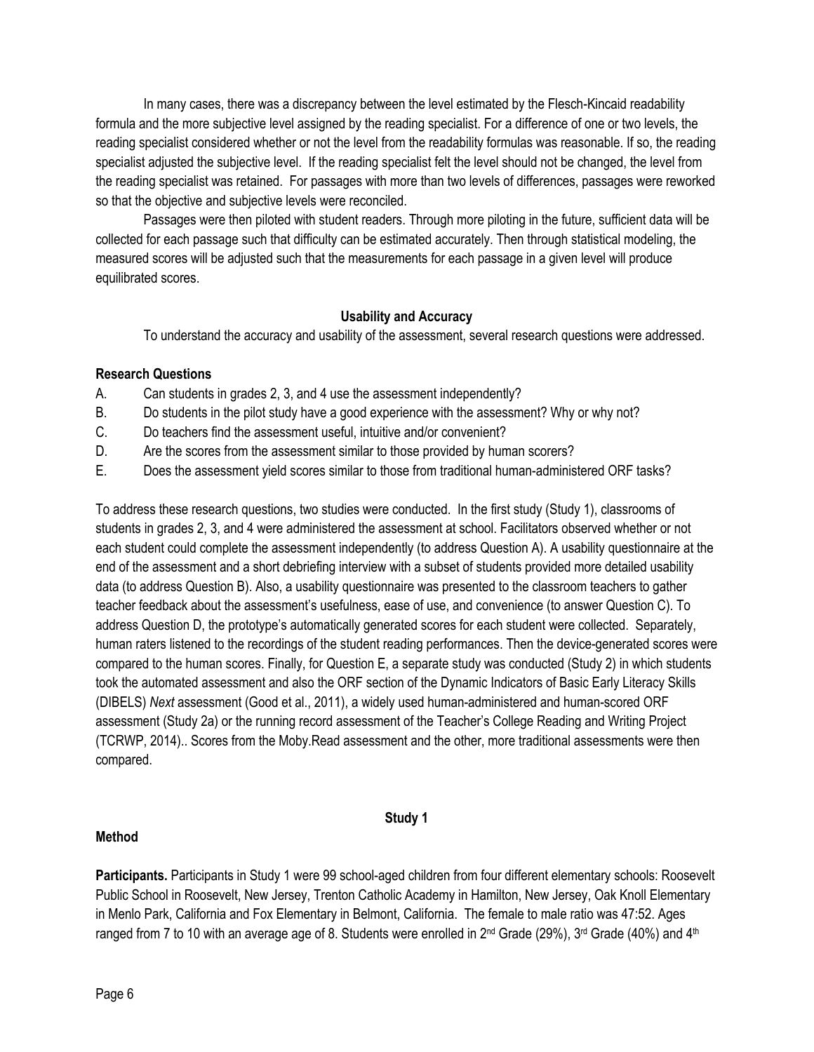In many cases, there was a discrepancy between the level estimated by the Flesch-Kincaid readability formula and the more subjective level assigned by the reading specialist. For a difference of one or two levels, the reading specialist considered whether or not the level from the readability formulas was reasonable. If so, the reading specialist adjusted the subjective level. If the reading specialist felt the level should not be changed, the level from the reading specialist was retained. For passages with more than two levels of differences, passages were reworked so that the objective and subjective levels were reconciled.

Passages were then piloted with student readers. Through more piloting in the future, sufficient data will be collected for each passage such that difficulty can be estimated accurately. Then through statistical modeling, the measured scores will be adjusted such that the measurements for each passage in a given level will produce equilibrated scores.

## Usability and Accuracy

To understand the accuracy and usability of the assessment, several research questions were addressed.

### Research Questions

A. Can students in grades 2, 3, and 4 use the assessment independently?

B. Do students in the pilot study have a good experience with the assessment? Why or why not?

C. Do teachers find the assessment useful, intuitive and/or convenient?

D. Are the scores from the assessment similar to those provided by human scorers?

E. Does the assessment yield scores similar to those from traditional human-administered ORF tasks?

To address these research questions, two studies were conducted. In the first study (Study 1), classrooms of students in grades 2, 3, and 4 were administered the assessment at school. Facilitators observed whether or not each student could complete the assessment independently (to address Question A). A usability questionnaire at the end of the assessment and a short debriefing interview with a subset of students provided more detailed usability data (to address Question B). Also, a usability questionnaire was presented to the classroom teachers to gather teacher feedback about the assessment's usefulness, ease of use, and convenience (to answer Question C). To address Question D, the prototype's automatically generated scores for each student were collected. Separately, human raters listened to the recordings of the student reading performances. Then the device-generated scores were compared to the human scores. Finally, for Question E, a separate study was conducted (Study 2) in which students took the automated assessment and also the ORF section of the Dynamic Indicators of Basic Early Literacy Skills (DIBELS) *Next* assessment (Good et al., 2011), a widely used human-administered and human-scored ORF assessment (Study 2a) or the running record assessment of the Teacher's College Reading and Writing Project (TCRWP, 2014).. Scores from the Moby.Read assessment and the other, more traditional assessments were then compared.

## Study 1

### Method

**Participants.** Participants in Study 1 were 99 school-aged children from four different elementary schools: Roosevelt Public School in Roosevelt, New Jersey, Trenton Catholic Academy in Hamilton, New Jersey, Oak Knoll Elementary in Menlo Park, California and Fox Elementary in Belmont, California. The female to male ratio was 47:52. Ages ranged from 7 to 10 with an average age of 8. Students were enrolled in 2nd Grade (29%), 3rd Grade (40%) and 4th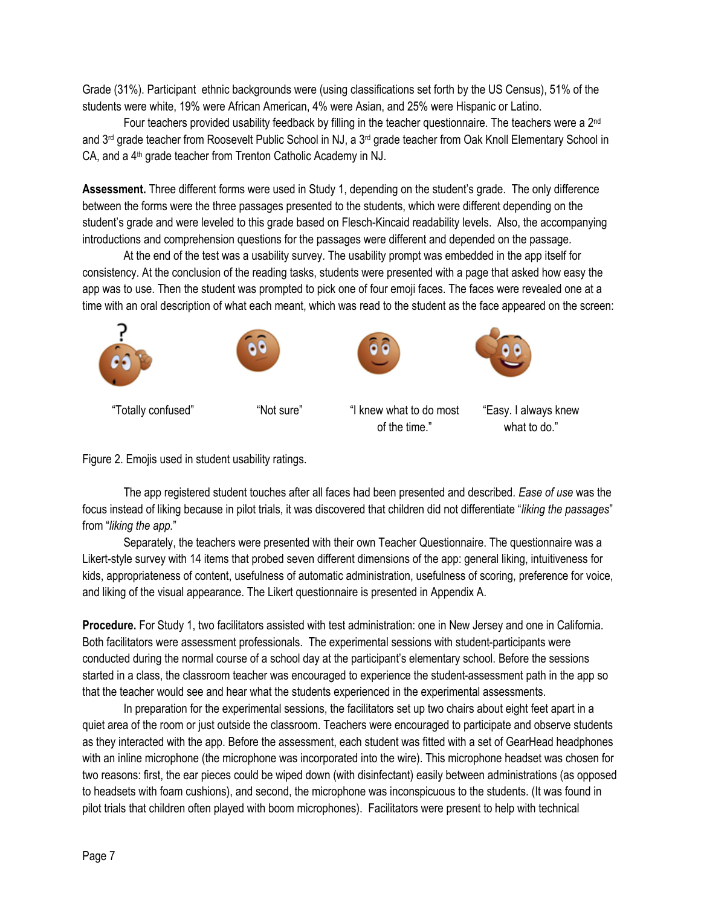Grade (31%). Participant ethnic backgrounds were (using classifications set forth by the US Census), 51% of the students were white, 19% were African American, 4% were Asian, and 25% were Hispanic or Latino.

Four teachers provided usability feedback by filling in the teacher questionnaire. The teachers were a 2nd and 3rd grade teacher from Roosevelt Public School in NJ, a 3rd grade teacher from Oak Knoll Elementary School in CA, and a 4th grade teacher from Trenton Catholic Academy in NJ.

**Assessment.** Three different forms were used in Study 1, depending on the student's grade. The only difference between the forms were the three passages presented to the students, which were different depending on the student's grade and were leveled to this grade based on Flesch-Kincaid readability levels. Also, the accompanying introductions and comprehension questions for the passages were different and depended on the passage.

At the end of the test was a usability survey. The usability prompt was embedded in the app itself for consistency. At the conclusion of the reading tasks, students were presented with a page that asked how easy the app was to use. Then the student was prompted to pick one of four emoji faces. The faces were revealed one at a time with an oral description of what each meant, which was read to the student as the face appeared on the screen:

"Totally confused" "Not sure" "I knew what to do most of the time." "Easy. I always knew what to do."

Figure 2. Emojis used in student usability ratings.

The app registered student touches after all faces had been presented and described. *Ease of use* was the focus instead of liking because in pilot trials, it was discovered that children did not differentiate "*liking the passages*" from "*liking the app.*"

Separately, the teachers were presented with their own Teacher Questionnaire. The questionnaire was a Likert-style survey with 14 items that probed seven different dimensions of the app: general liking, intuitiveness for kids, appropriateness of content, usefulness of automatic administration, usefulness of scoring, preference for voice, and liking of the visual appearance. The Likert questionnaire is presented in Appendix A.

**Procedure.** For Study 1, two facilitators assisted with test administration: one in New Jersey and one in California. Both facilitators were assessment professionals. The experimental sessions with student-participants were conducted during the normal course of a school day at the participant's elementary school. Before the sessions started in a class, the classroom teacher was encouraged to experience the student-assessment path in the app so that the teacher would see and hear what the students experienced in the experimental assessments.

In preparation for the experimental sessions, the facilitators set up two chairs about eight feet apart in a quiet area of the room or just outside the classroom. Teachers were encouraged to participate and observe students as they interacted with the app. Before the assessment, each student was fitted with a set of GearHead headphones with an inline microphone (the microphone was incorporated into the wire). This microphone headset was chosen for two reasons: first, the ear pieces could be wiped down (with disinfectant) easily between administrations (as opposed to headsets with foam cushions), and second, the microphone was inconspicuous to the students. (It was found in pilot trials that children often played with boom microphones). Facilitators were present to help with technical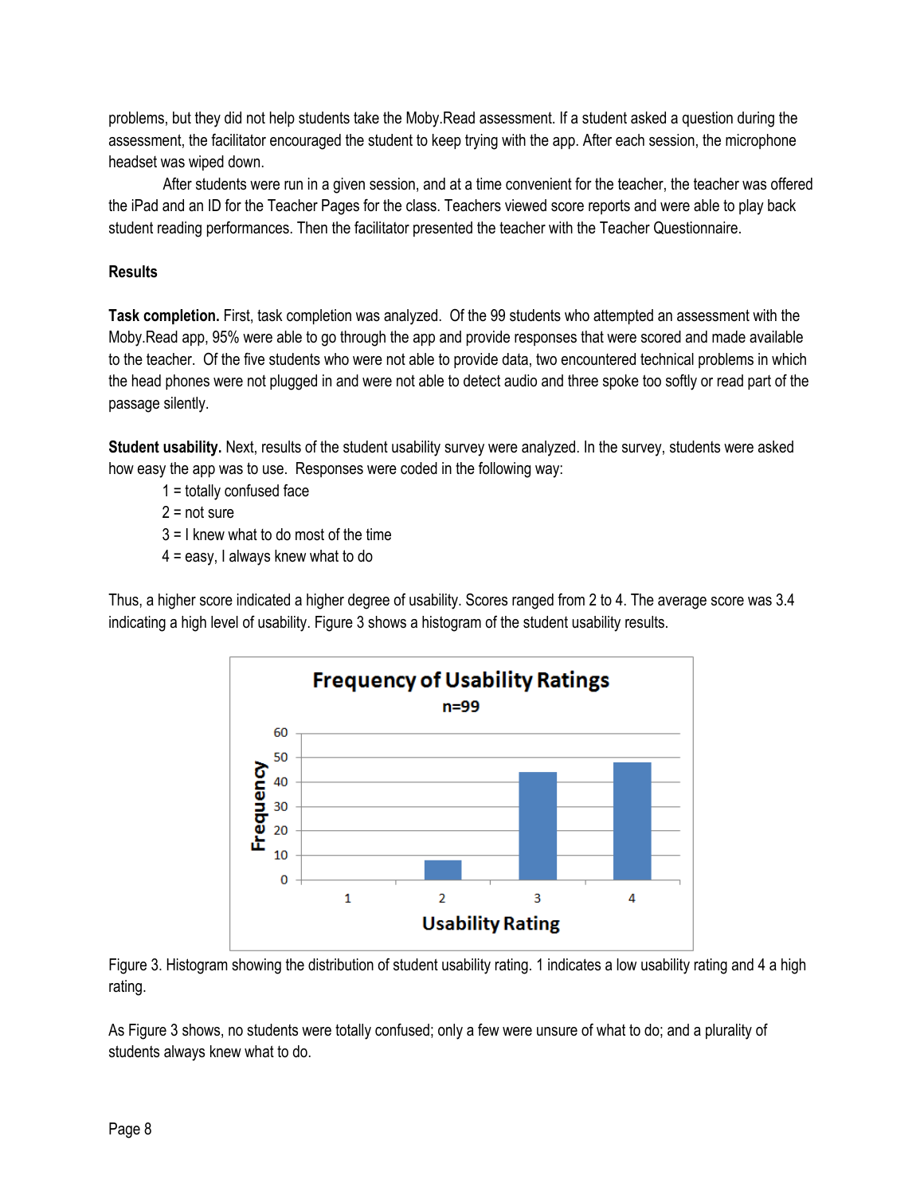problems, but they did not help students take the Moby.Read assessment. If a student asked a question during the assessment, the facilitator encouraged the student to keep trying with the app. After each session, the microphone headset was wiped down.

After students were run in a given session, and at a time convenient for the teacher, the teacher was offered the iPad and an ID for the Teacher Pages for the class. Teachers viewed score reports and were able to play back student reading performances. Then the facilitator presented the teacher with the Teacher Questionnaire.

**Results**

**Task completion.** First, task completion was analyzed. Of the 99 students who attempted an assessment with the Moby.Read app, 95% were able to go through the app and provide responses that were scored and made available to the teacher. Of the five students who were not able to provide data, two encountered technical problems in which the head phones were not plugged in and were not able to detect audio and three spoke too softly or read part of the passage silently.

**Student usability.** Next, results of the student usability survey were analyzed. In the survey, students were asked how easy the app was to use. Responses were coded in the following way:

1 = totally confused face
2 = not sure
3 = I knew what to do most of the time
4 = easy, I always knew what to do

Thus, a higher score indicated a higher degree of usability. Scores ranged from 2 to 4. The average score was 3.4 indicating a high level of usability. Figure 3 shows a histogram of the student usability results.

Figure 3. Histogram showing the distribution of student usability rating. 1 indicates a low usability rating and 4 a high rating.

As Figure 3 shows, no students were totally confused; only a few were unsure of what to do; and a plurality of students always knew what to do.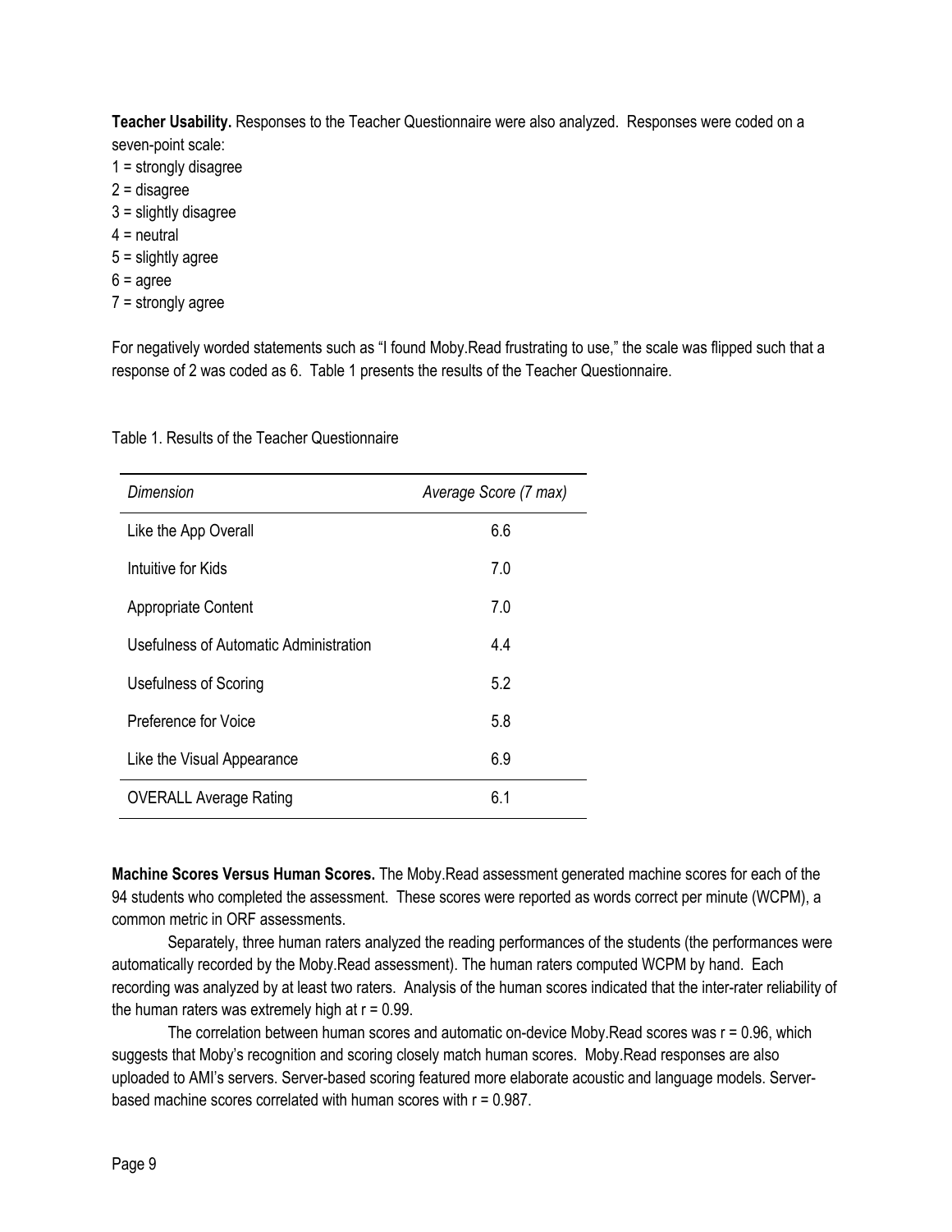**Teacher Usability.** Responses to the Teacher Questionnaire were also analyzed. Responses were coded on a seven-point scale:

1 = strongly disagree
2 = disagree
3 = slightly disagree
4 = neutral
5 = slightly agree
6 = agree
7 = strongly agree

For negatively worded statements such as "I found Moby.Read frustrating to use," the scale was flipped such that a response of 2 was coded as 6. Table 1 presents the results of the Teacher Questionnaire.

Table 1. Results of the Teacher Questionnaire

| *Dimension* | *Average Score (7 max)* |
|---|---|
| Like the App Overall | 6.6 |
| Intuitive for Kids | 7.0 |
| Appropriate Content | 7.0 |
| Usefulness of Automatic Administration | 4.4 |
| Usefulness of Scoring | 5.2 |
| Preference for Voice | 5.8 |
| Like the Visual Appearance | 6.9 |
| OVERALL Average Rating | 6.1 |

**Machine Scores Versus Human Scores.** The Moby.Read assessment generated machine scores for each of the 94 students who completed the assessment. These scores were reported as words correct per minute (WCPM), a common metric in ORF assessments.

Separately, three human raters analyzed the reading performances of the students (the performances were automatically recorded by the Moby.Read assessment). The human raters computed WCPM by hand. Each recording was analyzed by at least two raters. Analysis of the human scores indicated that the inter-rater reliability of the human raters was extremely high at $r = 0.99$.

The correlation between human scores and automatic on-device Moby.Read scores was $r = 0.96$, which suggests that Moby's recognition and scoring closely match human scores. Moby.Read responses are also uploaded to AMI's servers. Server-based scoring featured more elaborate acoustic and language models. Server-based machine scores correlated with human scores with $r = 0.987$.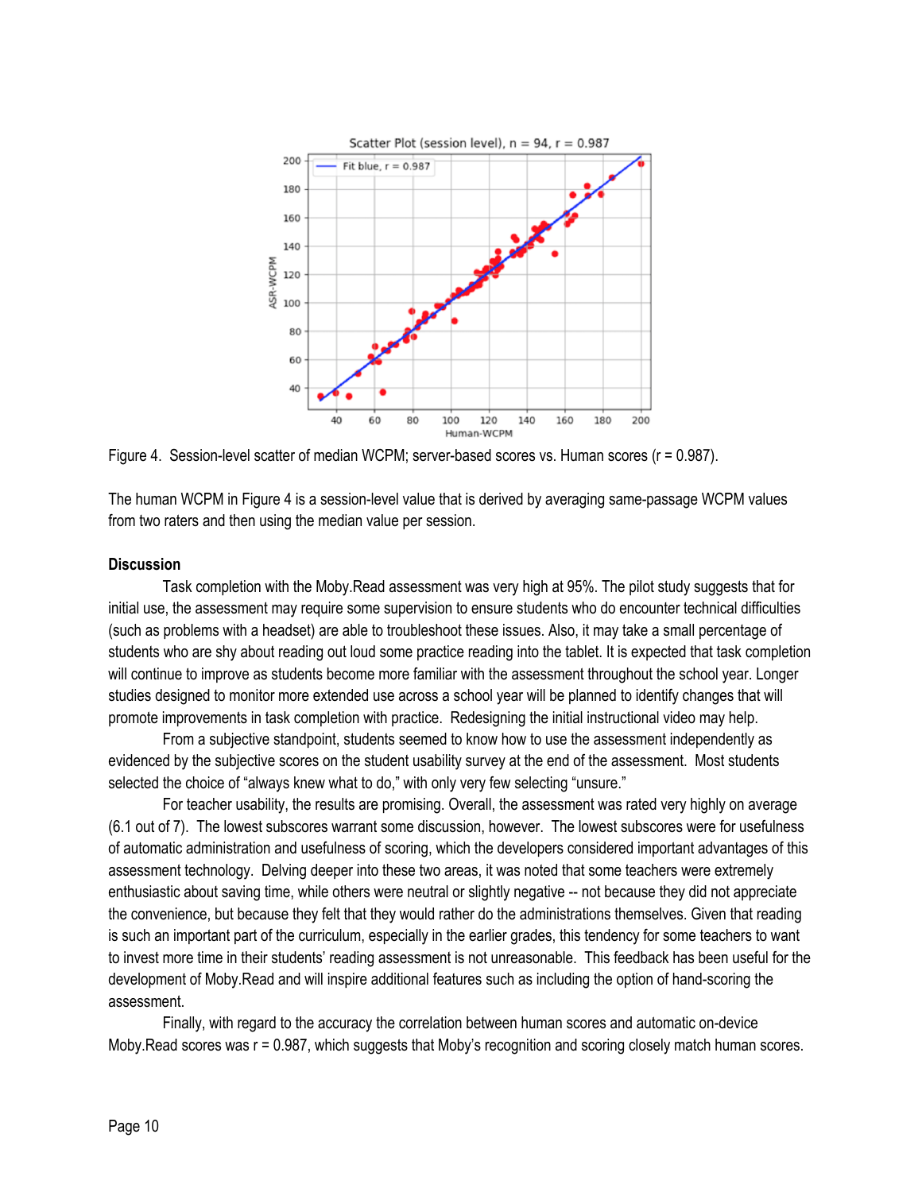Figure 4. Session-level scatter of median WCPM; server-based scores vs. Human scores (r = 0.987).

The human WCPM in Figure 4 is a session-level value that is derived by averaging same-passage WCPM values from two raters and then using the median value per session.

### Discussion

Task completion with the Moby.Read assessment was very high at 95%. The pilot study suggests that for initial use, the assessment may require some supervision to ensure students who do encounter technical difficulties (such as problems with a headset) are able to troubleshoot these issues. Also, it may take a small percentage of students who are shy about reading out loud some practice reading into the tablet. It is expected that task completion will continue to improve as students become more familiar with the assessment throughout the school year. Longer studies designed to monitor more extended use across a school year will be planned to identify changes that will promote improvements in task completion with practice. Redesigning the initial instructional video may help.

From a subjective standpoint, students seemed to know how to use the assessment independently as evidenced by the subjective scores on the student usability survey at the end of the assessment. Most students selected the choice of "always knew what to do," with only very few selecting "unsure."

For teacher usability, the results are promising. Overall, the assessment was rated very highly on average (6.1 out of 7). The lowest subscores warrant some discussion, however. The lowest subscores were for usefulness of automatic administration and usefulness of scoring, which the developers considered important advantages of this assessment technology. Delving deeper into these two areas, it was noted that some teachers were extremely enthusiastic about saving time, while others were neutral or slightly negative -- not because they did not appreciate the convenience, but because they felt that they would rather do the administrations themselves. Given that reading is such an important part of the curriculum, especially in the earlier grades, this tendency for some teachers to want to invest more time in their students' reading assessment is not unreasonable. This feedback has been useful for the development of Moby.Read and will inspire additional features such as including the option of hand-scoring the assessment.

Finally, with regard to the accuracy the correlation between human scores and automatic on-device Moby.Read scores was r = 0.987, which suggests that Moby's recognition and scoring closely match human scores.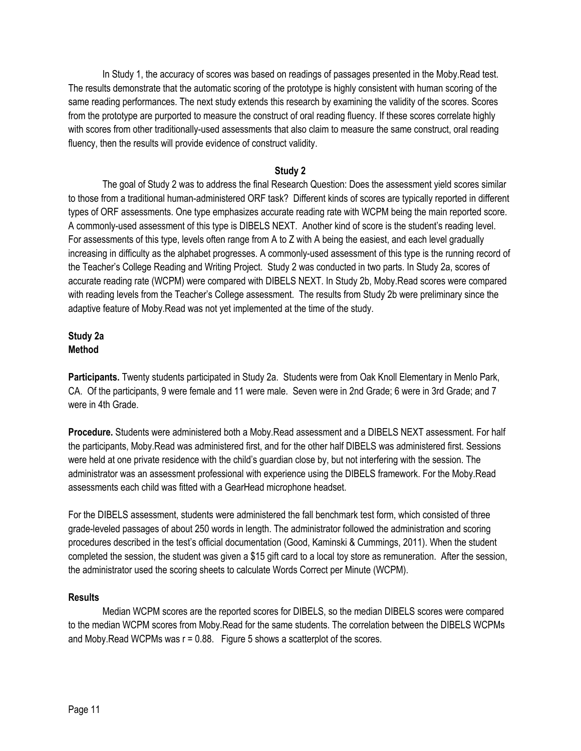In Study 1, the accuracy of scores was based on readings of passages presented in the Moby.Read test. The results demonstrate that the automatic scoring of the prototype is highly consistent with human scoring of the same reading performances. The next study extends this research by examining the validity of the scores. Scores from the prototype are purported to measure the construct of oral reading fluency. If these scores correlate highly with scores from other traditionally-used assessments that also claim to measure the same construct, oral reading fluency, then the results will provide evidence of construct validity.

## Study 2

The goal of Study 2 was to address the final Research Question: Does the assessment yield scores similar to those from a traditional human-administered ORF task? Different kinds of scores are typically reported in different types of ORF assessments. One type emphasizes accurate reading rate with WCPM being the main reported score. A commonly-used assessment of this type is DIBELS NEXT. Another kind of score is the student's reading level. For assessments of this type, levels often range from A to Z with A being the easiest, and each level gradually increasing in difficulty as the alphabet progresses. A commonly-used assessment of this type is the running record of the Teacher's College Reading and Writing Project. Study 2 was conducted in two parts. In Study 2a, scores of accurate reading rate (WCPM) were compared with DIBELS NEXT. In Study 2b, Moby.Read scores were compared with reading levels from the Teacher's College assessment. The results from Study 2b were preliminary since the adaptive feature of Moby.Read was not yet implemented at the time of the study.

### Study 2a

#### Method

**Participants.** Twenty students participated in Study 2a. Students were from Oak Knoll Elementary in Menlo Park, CA. Of the participants, 9 were female and 11 were male. Seven were in 2nd Grade; 6 were in 3rd Grade; and 7 were in 4th Grade.

**Procedure.** Students were administered both a Moby.Read assessment and a DIBELS NEXT assessment. For half the participants, Moby.Read was administered first, and for the other half DIBELS was administered first. Sessions were held at one private residence with the child's guardian close by, but not interfering with the session. The administrator was an assessment professional with experience using the DIBELS framework. For the Moby.Read assessments each child was fitted with a GearHead microphone headset.

For the DIBELS assessment, students were administered the fall benchmark test form, which consisted of three grade-leveled passages of about 250 words in length. The administrator followed the administration and scoring procedures described in the test's official documentation (Good, Kaminski & Cummings, 2011). When the student completed the session, the student was given a $15 gift card to a local toy store as remuneration. After the session, the administrator used the scoring sheets to calculate Words Correct per Minute (WCPM).

#### Results

Median WCPM scores are the reported scores for DIBELS, so the median DIBELS scores were compared to the median WCPM scores from Moby.Read for the same students. The correlation between the DIBELS WCPMs and Moby.Read WCPMs was $r = 0.88$. Figure 5 shows a scatterplot of the scores.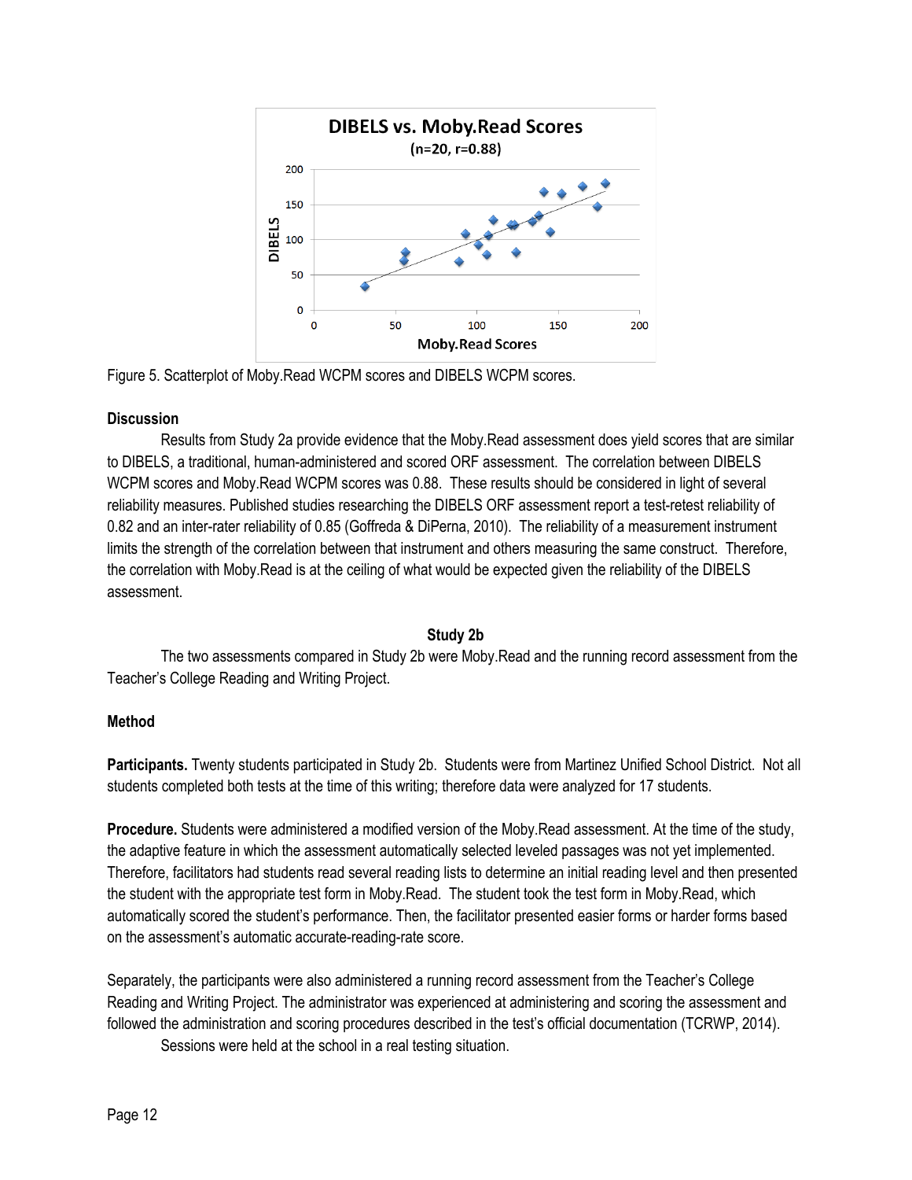Figure 5. Scatterplot of Moby.Read WCPM scores and DIBELS WCPM scores.

**Discussion**

Results from Study 2a provide evidence that the Moby.Read assessment does yield scores that are similar to DIBELS, a traditional, human-administered and scored ORF assessment. The correlation between DIBELS WCPM scores and Moby.Read WCPM scores was 0.88. These results should be considered in light of several reliability measures. Published studies researching the DIBELS ORF assessment report a test-retest reliability of 0.82 and an inter-rater reliability of 0.85 (Goffreda & DiPerna, 2010). The reliability of a measurement instrument limits the strength of the correlation between that instrument and others measuring the same construct. Therefore, the correlation with Moby.Read is at the ceiling of what would be expected given the reliability of the DIBELS assessment.

## Study 2b

The two assessments compared in Study 2b were Moby.Read and the running record assessment from the Teacher's College Reading and Writing Project.

**Method**

**Participants.** Twenty students participated in Study 2b. Students were from Martinez Unified School District. Not all students completed both tests at the time of this writing; therefore data were analyzed for 17 students.

**Procedure.** Students were administered a modified version of the Moby.Read assessment. At the time of the study, the adaptive feature in which the assessment automatically selected leveled passages was not yet implemented. Therefore, facilitators had students read several reading lists to determine an initial reading level and then presented the student with the appropriate test form in Moby.Read. The student took the test form in Moby.Read, which automatically scored the student's performance. Then, the facilitator presented easier forms or harder forms based on the assessment's automatic accurate-reading-rate score.

Separately, the participants were also administered a running record assessment from the Teacher's College Reading and Writing Project. The administrator was experienced at administering and scoring the assessment and followed the administration and scoring procedures described in the test's official documentation (TCRWP, 2014).

Sessions were held at the school in a real testing situation.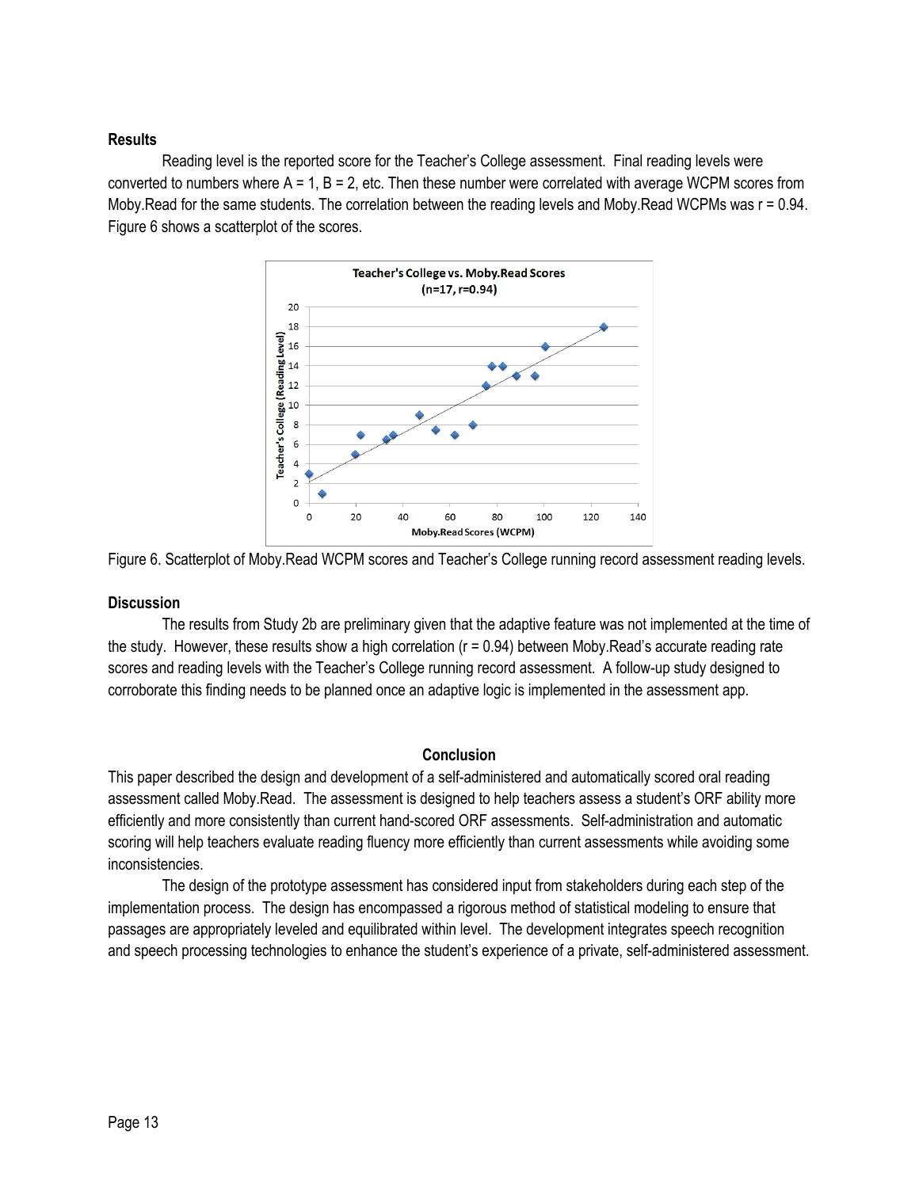**Results**

Reading level is the reported score for the Teacher's College assessment. Final reading levels were converted to numbers where A = 1, B = 2, etc. Then these number were correlated with average WCPM scores from Moby.Read for the same students. The correlation between the reading levels and Moby.Read WCPMs was $r = 0.94$. Figure 6 shows a scatterplot of the scores.

Figure 6. Scatterplot of Moby.Read WCPM scores and Teacher's College running record assessment reading levels.

**Discussion**

The results from Study 2b are preliminary given that the adaptive feature was not implemented at the time of the study. However, these results show a high correlation ($r = 0.94$) between Moby.Read's accurate reading rate scores and reading levels with the Teacher's College running record assessment. A follow-up study designed to corroborate this finding needs to be planned once an adaptive logic is implemented in the assessment app.

## Conclusion

This paper described the design and development of a self-administered and automatically scored oral reading assessment called Moby.Read. The assessment is designed to help teachers assess a student's ORF ability more efficiently and more consistently than current hand-scored ORF assessments. Self-administration and automatic scoring will help teachers evaluate reading fluency more efficiently than current assessments while avoiding some inconsistencies.

The design of the prototype assessment has considered input from stakeholders during each step of the implementation process. The design has encompassed a rigorous method of statistical modeling to ensure that passages are appropriately leveled and equilibrated within level. The development integrates speech recognition and speech processing technologies to enhance the student's experience of a private, self-administered assessment.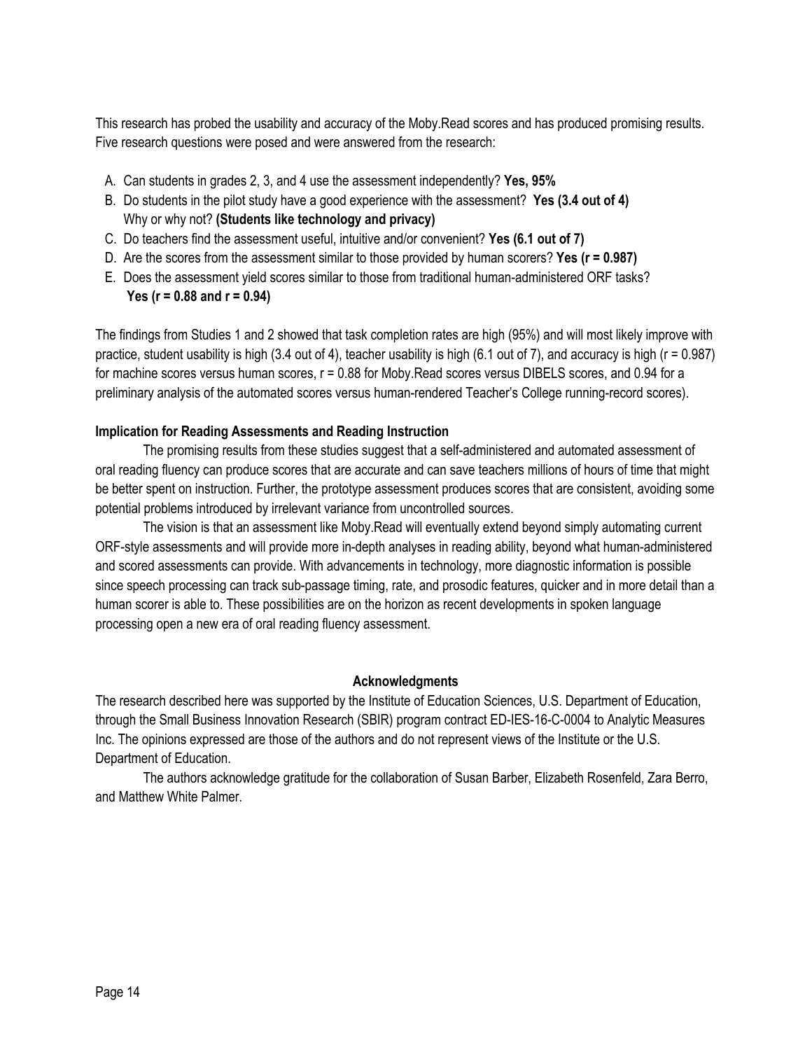This research has probed the usability and accuracy of the Moby.Read scores and has produced promising results. Five research questions were posed and were answered from the research:

A. Can students in grades 2, 3, and 4 use the assessment independently? **Yes, 95%**
B. Do students in the pilot study have a good experience with the assessment? **Yes (3.4 out of 4)** Why or why not? **(Students like technology and privacy)**
C. Do teachers find the assessment useful, intuitive and/or convenient? **Yes (6.1 out of 7)**
D. Are the scores from the assessment similar to those provided by human scorers? **Yes ($r$ = 0.987)**
E. Does the assessment yield scores similar to those from traditional human-administered ORF tasks? **Yes ($r$ = 0.88 and $r$ = 0.94)**

The findings from Studies 1 and 2 showed that task completion rates are high (95%) and will most likely improve with practice, student usability is high (3.4 out of 4), teacher usability is high (6.1 out of 7), and accuracy is high ($r$ = 0.987) for machine scores versus human scores, $r$ = 0.88 for Moby.Read scores versus DIBELS scores, and 0.94 for a preliminary analysis of the automated scores versus human-rendered Teacher's College running-record scores).

**Implication for Reading Assessments and Reading Instruction**

The promising results from these studies suggest that a self-administered and automated assessment of oral reading fluency can produce scores that are accurate and can save teachers millions of hours of time that might be better spent on instruction. Further, the prototype assessment produces scores that are consistent, avoiding some potential problems introduced by irrelevant variance from uncontrolled sources.

The vision is that an assessment like Moby.Read will eventually extend beyond simply automating current ORF-style assessments and will provide more in-depth analyses in reading ability, beyond what human-administered and scored assessments can provide. With advancements in technology, more diagnostic information is possible since speech processing can track sub-passage timing, rate, and prosodic features, quicker and in more detail than a human scorer is able to. These possibilities are on the horizon as recent developments in spoken language processing open a new era of oral reading fluency assessment.

**Acknowledgments**

The research described here was supported by the Institute of Education Sciences, U.S. Department of Education, through the Small Business Innovation Research (SBIR) program contract ED-IES-16-C-0004 to Analytic Measures Inc. The opinions expressed are those of the authors and do not represent views of the Institute or the U.S. Department of Education.

The authors acknowledge gratitude for the collaboration of Susan Barber, Elizabeth Rosenfeld, Zara Berro, and Matthew White Palmer.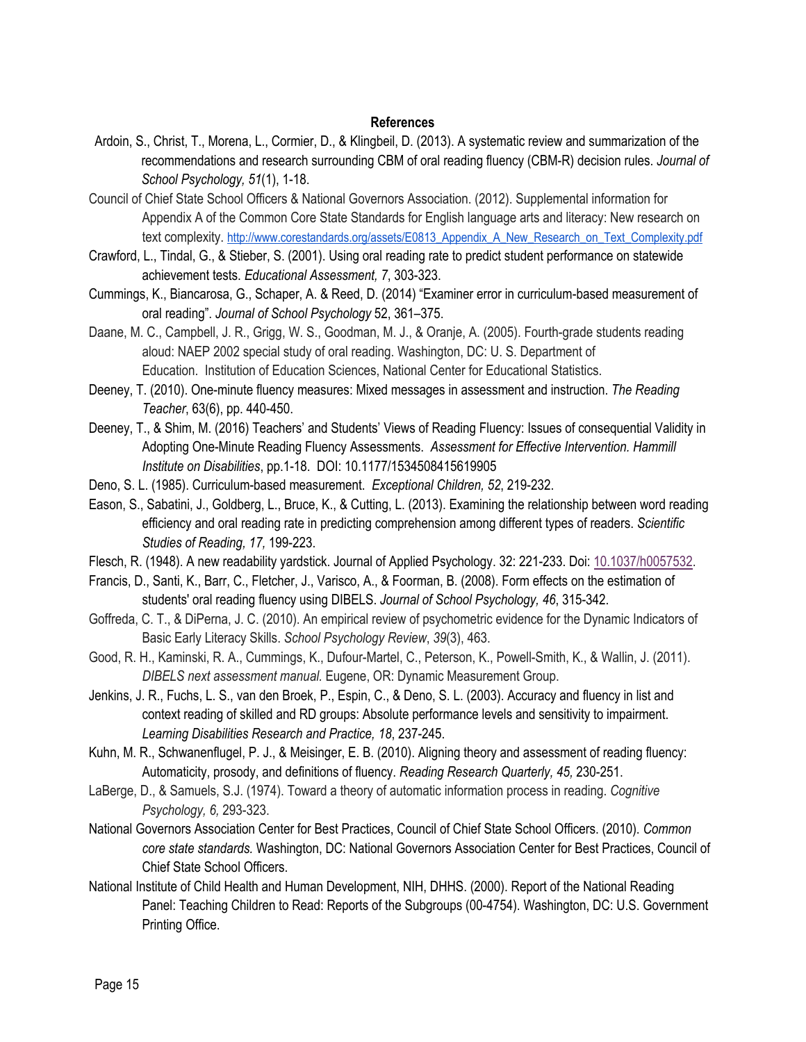**References**

Ardoin, S., Christ, T., Morena, L., Cormier, D., & Klingbeil, D. (2013). A systematic review and summarization of the recommendations and research surrounding CBM of oral reading fluency (CBM-R) decision rules. *Journal of School Psychology, 51*(1), 1-18.

Council of Chief State School Officers & National Governors Association. (2012). Supplemental information for Appendix A of the Common Core State Standards for English language arts and literacy: New research on text complexity. http://www.corestandards.org/assets/E0813_Appendix_A_New_Research_on_Text_Complexity.pdf

Crawford, L., Tindal, G., & Stieber, S. (2001). Using oral reading rate to predict student performance on statewide achievement tests. *Educational Assessment, 7*, 303-323.

Cummings, K., Biancarosa, G., Schaper, A. & Reed, D. (2014) "Examiner error in curriculum-based measurement of oral reading". *Journal of School Psychology* 52, 361–375.

Daane, M. C., Campbell, J. R., Grigg, W. S., Goodman, M. J., & Oranje, A. (2005). Fourth-grade students reading aloud: NAEP 2002 special study of oral reading. Washington, DC: U. S. Department of Education. Institution of Education Sciences, National Center for Educational Statistics.

Deeney, T. (2010). One-minute fluency measures: Mixed messages in assessment and instruction. *The Reading Teacher*, 63(6), pp. 440-450.

Deeney, T., & Shim, M. (2016) Teachers' and Students' Views of Reading Fluency: Issues of consequential Validity in Adopting One-Minute Reading Fluency Assessments. *Assessment for Effective Intervention. Hammill Institute on Disabilities*, pp.1-18. DOI: 10.1177/1534508415619905

Deno, S. L. (1985). Curriculum-based measurement. *Exceptional Children, 52*, 219-232.

Eason, S., Sabatini, J., Goldberg, L., Bruce, K., & Cutting, L. (2013). Examining the relationship between word reading efficiency and oral reading rate in predicting comprehension among different types of readers. *Scientific Studies of Reading, 17,* 199-223.

Flesch, R. (1948). A new readability yardstick. Journal of Applied Psychology. 32: 221-233. Doi: 10.1037/h0057532.

Francis, D., Santi, K., Barr, C., Fletcher, J., Varisco, A., & Foorman, B. (2008). Form effects on the estimation of students' oral reading fluency using DIBELS. *Journal of School Psychology, 46*, 315-342.

Goffreda, C. T., & DiPerna, J. C. (2010). An empirical review of psychometric evidence for the Dynamic Indicators of Basic Early Literacy Skills. *School Psychology Review*, *39*(3), 463.

Good, R. H., Kaminski, R. A., Cummings, K., Dufour-Martel, C., Peterson, K., Powell-Smith, K., & Wallin, J. (2011). *DIBELS next assessment manual.* Eugene, OR: Dynamic Measurement Group.

Jenkins, J. R., Fuchs, L. S., van den Broek, P., Espin, C., & Deno, S. L. (2003). Accuracy and fluency in list and context reading of skilled and RD groups: Absolute performance levels and sensitivity to impairment. *Learning Disabilities Research and Practice, 18*, 237-245.

Kuhn, M. R., Schwanenflugel, P. J., & Meisinger, E. B. (2010). Aligning theory and assessment of reading fluency: Automaticity, prosody, and definitions of fluency. *Reading Research Quarterly, 45,* 230-251.

LaBerge, D., & Samuels, S.J. (1974). Toward a theory of automatic information process in reading. *Cognitive Psychology, 6,* 293-323.

National Governors Association Center for Best Practices, Council of Chief State School Officers. (2010). *Common core state standards.* Washington, DC: National Governors Association Center for Best Practices, Council of Chief State School Officers.

National Institute of Child Health and Human Development, NIH, DHHS. (2000). Report of the National Reading Panel: Teaching Children to Read: Reports of the Subgroups (00-4754). Washington, DC: U.S. Government Printing Office.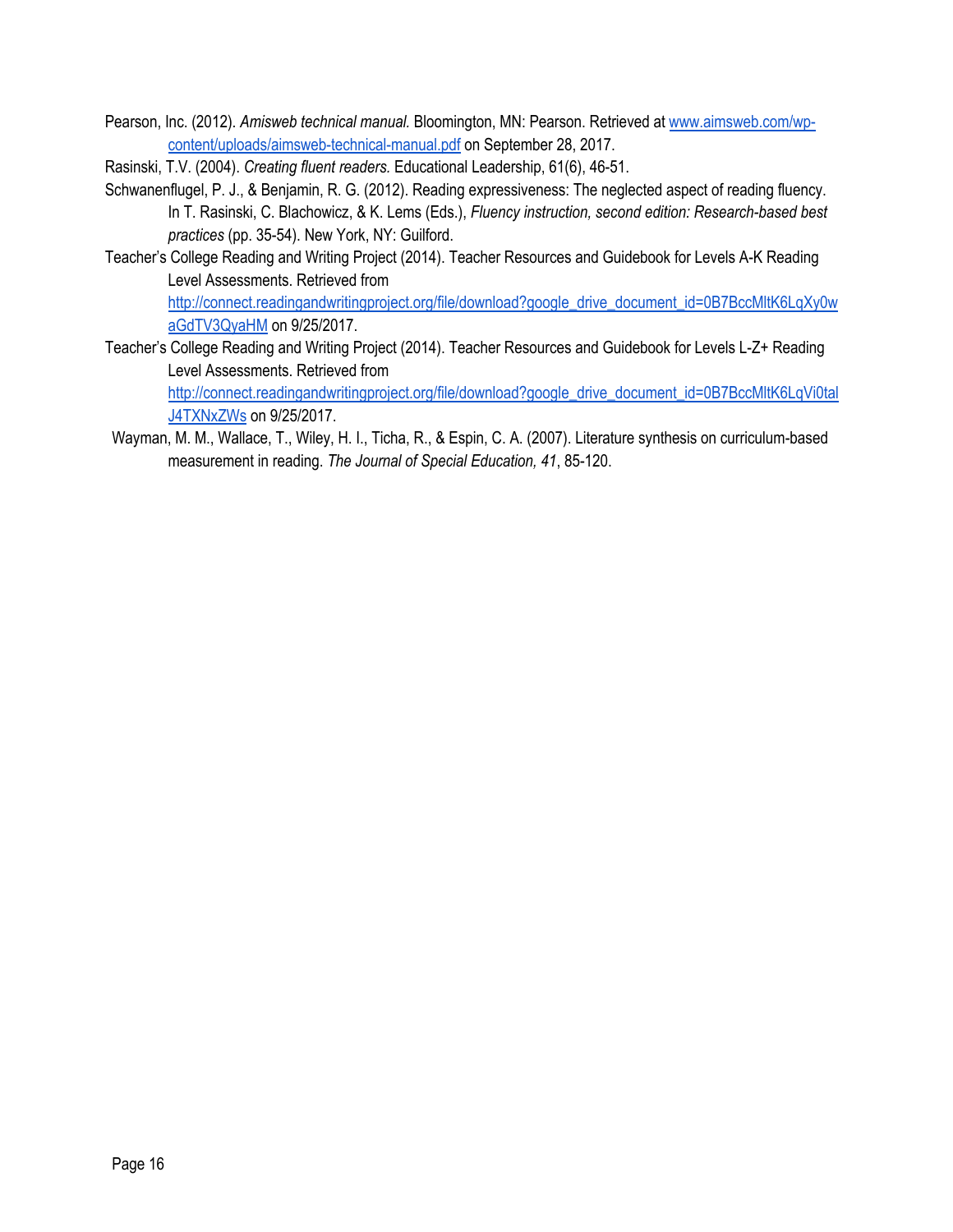Pearson, Inc. (2012). *Amisweb technical manual.* Bloomington, MN: Pearson. Retrieved at www.aimsweb.com/wp-content/uploads/aimsweb-technical-manual.pdf on September 28, 2017.

Rasinski, T.V. (2004). *Creating fluent readers.* Educational Leadership, 61(6), 46-51.

Schwanenflugel, P. J., & Benjamin, R. G. (2012). Reading expressiveness: The neglected aspect of reading fluency. In T. Rasinski, C. Blachowicz, & K. Lems (Eds.), *Fluency instruction, second edition: Research-based best practices* (pp. 35-54). New York, NY: Guilford.

Teacher's College Reading and Writing Project (2014). Teacher Resources and Guidebook for Levels A-K Reading Level Assessments. Retrieved from http://connect.readingandwritingproject.org/file/download?google_drive_document_id=0B7BccMltK6LqXy0waGdTV3QyaHM on 9/25/2017.

Teacher's College Reading and Writing Project (2014). Teacher Resources and Guidebook for Levels L-Z+ Reading Level Assessments. Retrieved from http://connect.readingandwritingproject.org/file/download?google_drive_document_id=0B7BccMltK6LqVi0talJ4TXNxZWs on 9/25/2017.

Wayman, M. M., Wallace, T., Wiley, H. I., Ticha, R., & Espin, C. A. (2007). Literature synthesis on curriculum-based measurement in reading. *The Journal of Special Education, 41*, 85-120.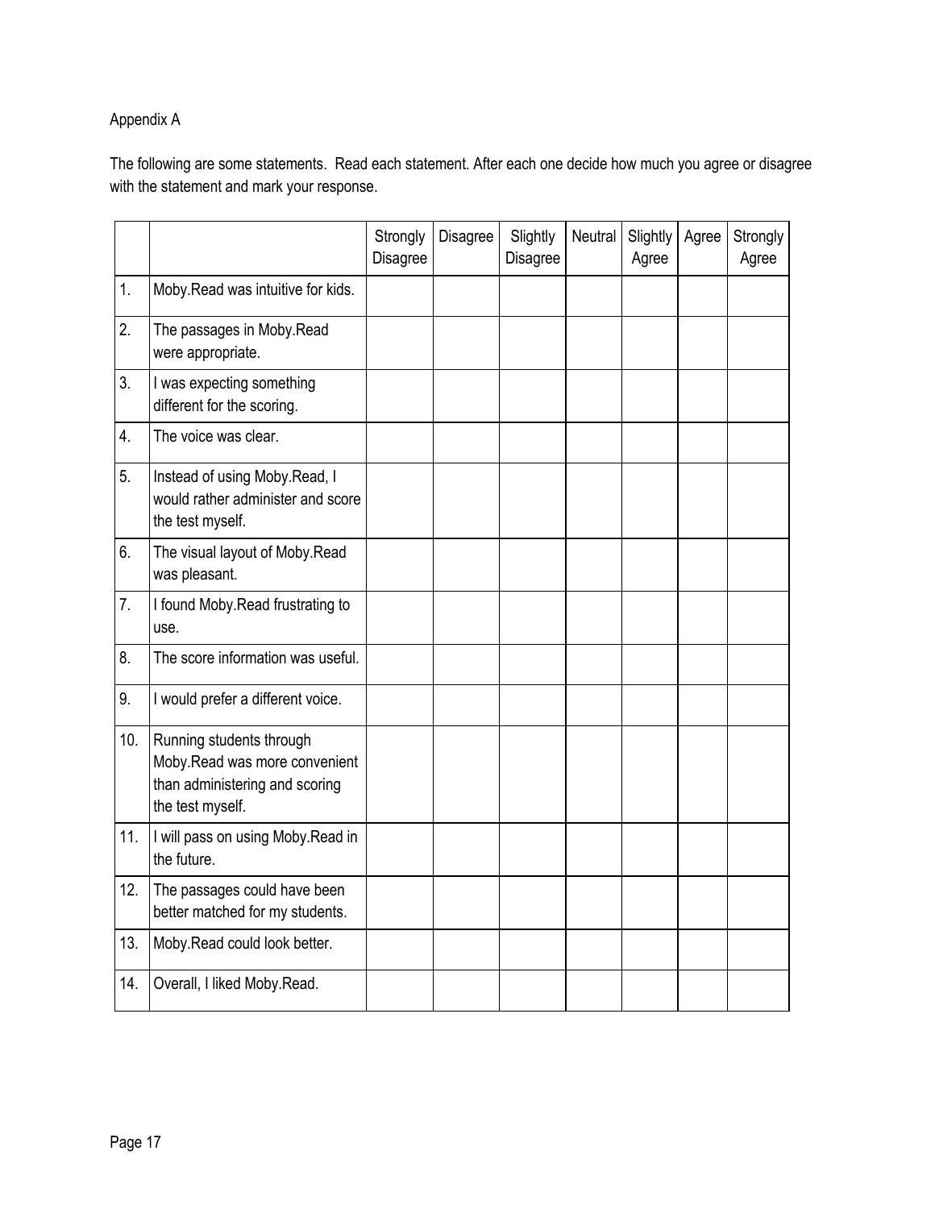Appendix A

The following are some statements. Read each statement. After each one decide how much you agree or disagree with the statement and mark your response.

| | | Strongly Disagree | Disagree | Slightly Disagree | Neutral | Slightly Agree | Agree | Strongly Agree |
|---|---|---|---|---|---|---|---|---|
| 1. | Moby.Read was intuitive for kids. | | | | | | | |
| 2. | The passages in Moby.Read were appropriate. | | | | | | | |
| 3. | I was expecting something different for the scoring. | | | | | | | |
| 4. | The voice was clear. | | | | | | | |
| 5. | Instead of using Moby.Read, I would rather administer and score the test myself. | | | | | | | |
| 6. | The visual layout of Moby.Read was pleasant. | | | | | | | |
| 7. | I found Moby.Read frustrating to use. | | | | | | | |
| 8. | The score information was useful. | | | | | | | |
| 9. | I would prefer a different voice. | | | | | | | |
| 10. | Running students through Moby.Read was more convenient than administering and scoring the test myself. | | | | | | | |
| 11. | I will pass on using Moby.Read in the future. | | | | | | | |
| 12. | The passages could have been better matched for my students. | | | | | | | |
| 13. | Moby.Read could look better. | | | | | | | |
| 14. | Overall, I liked Moby.Read. | | | | | | | |